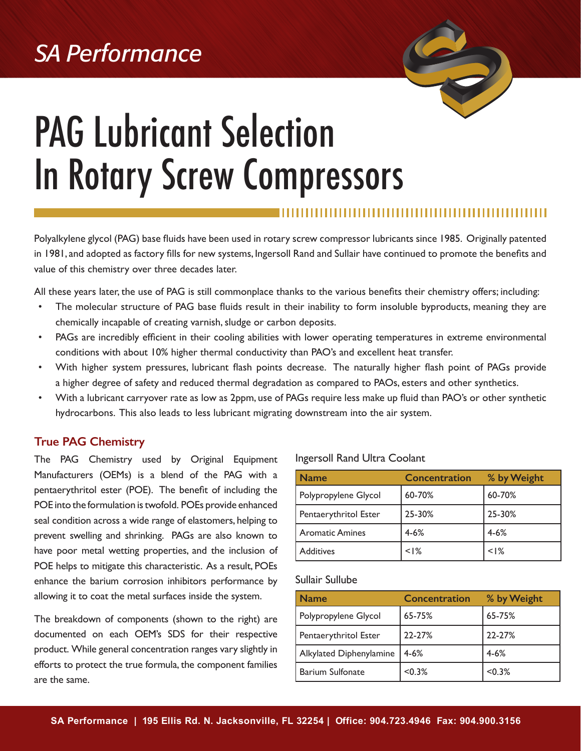# PAG Lubricant Selection In Rotary Screw Compressors

Polyalkylene glycol (PAG) base fluids have been used in rotary screw compressor lubricants since 1985. Originally patented in 1981, and adopted as factory fills for new systems, Ingersoll Rand and Sullair have continued to promote the benefits and value of this chemistry over three decades later.

All these years later, the use of PAG is still commonplace thanks to the various benefits their chemistry offers; including:

- The molecular structure of PAG base fluids result in their inability to form insoluble byproducts, meaning they are chemically incapable of creating varnish, sludge or carbon deposits.
- PAGs are incredibly efficient in their cooling abilities with lower operating temperatures in extreme environmental conditions with about 10% higher thermal conductivity than PAO's and excellent heat transfer.
- With higher system pressures, lubricant flash points decrease. The naturally higher flash point of PAGs provide a higher degree of safety and reduced thermal degradation as compared to PAOs, esters and other synthetics.
- With a lubricant carryover rate as low as 2ppm, use of PAGs require less make up fluid than PAO's or other synthetic hydrocarbons. This also leads to less lubricant migrating downstream into the air system.

## True PAG Chemistry

The PAG Chemistry used by Original Equipment Manufacturers (OEMs) is a blend of the PAG with a pentaerythritol ester (POE). The benefit of including the POE into the formulation is twofold. POEs provide enhanced seal condition across a wide range of elastomers, helping to prevent swelling and shrinking. PAGs are also known to have poor metal wetting properties, and the inclusion of POE helps to mitigate this characteristic. As a result, POEs enhance the barium corrosion inhibitors performance by allowing it to coat the metal surfaces inside the system.

The breakdown of components (shown to the right) are documented on each OEM's SDS for their respective product. While general concentration ranges vary slightly in efforts to protect the true formula, the component families are the same.

Ingersoll Rand Ultra Coolant

| Name | Concentration | % by Weight |
|---|---|---|
| Polypropylene Glycol | 60-70% | 60-70% |
| Pentaerythritol Ester | 25-30% | 25-30% |
| Aromatic Amines | 4-6% | 4-6% |
| Additives | <1% | <1% |

Sullair Sullube

| Name | Concentration | % by Weight |
|---|---|---|
| Polypropylene Glycol | 65-75% | 65-75% |
| Pentaerythritol Ester | 22-27% | 22-27% |
| Alkylated Diphenylamine | 4-6% | 4-6% |
| Barium Sulfonate | <0.3% | <0.3% |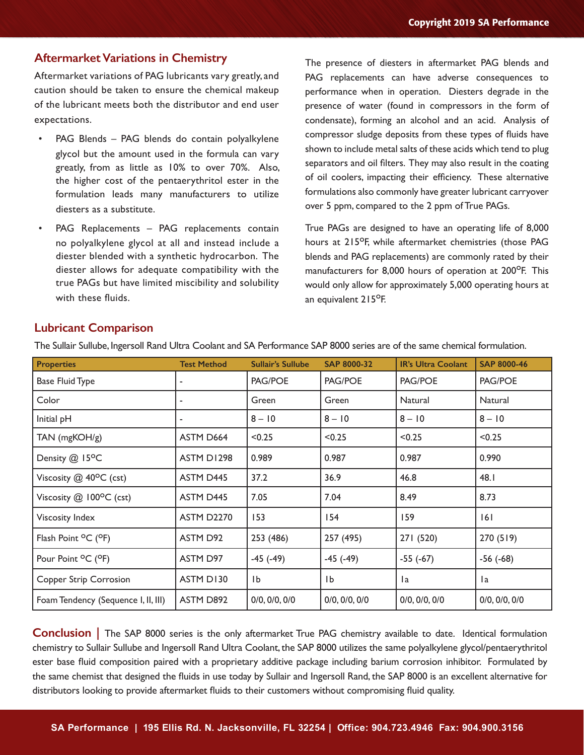## Aftermarket Variations in Chemistry

Aftermarket variations of PAG lubricants vary greatly, and caution should be taken to ensure the chemical makeup of the lubricant meets both the distributor and end user expectations.

- PAG Blends – PAG blends do contain polyalkylene glycol but the amount used in the formula can vary greatly, from as little as 10% to over 70%. Also, the higher cost of the pentaerythritol ester in the formulation leads many manufacturers to utilize diesters as a substitute.
- PAG Replacements – PAG replacements contain no polyalkylene glycol at all and instead include a diester blended with a synthetic hydrocarbon. The diester allows for adequate compatibility with the true PAGs but have limited miscibility and solubility with these fluids.

The presence of diesters in aftermarket PAG blends and PAG replacements can have adverse consequences to performance when in operation. Diesters degrade in the presence of water (found in compressors in the form of condensate), forming an alcohol and an acid. Analysis of compressor sludge deposits from these types of fluids have shown to include metal salts of these acids which tend to plug separators and oil filters. They may also result in the coating of oil coolers, impacting their efficiency. These alternative formulations also commonly have greater lubricant carryover over 5 ppm, compared to the 2 ppm of True PAGs.

True PAGs are designed to have an operating life of 8,000 hours at 215°F, while aftermarket chemistries (those PAG blends and PAG replacements) are commonly rated by their manufacturers for 8,000 hours of operation at 200°F. This would only allow for approximately 5,000 operating hours at an equivalent 215°F.

## Lubricant Comparison

The Sullair Sullube, Ingersoll Rand Ultra Coolant and SA Performance SAP 8000 series are of the same chemical formulation.

| Properties | Test Method | Sullair's Sullube | SAP 8000-32 | IR's Ultra Coolant | SAP 8000-46 |
|---|---|---|---|---|---|
| Base Fluid Type | - | PAG/POE | PAG/POE | PAG/POE | PAG/POE |
| Color | - | Green | Green | Natural | Natural |
| Initial pH | - | 8 – 10 | 8 – 10 | 8 – 10 | 8 – 10 |
| TAN (mgKOH/g) | ASTM D664 | <0.25 | <0.25 | <0.25 | <0.25 |
| Density @ 15°C | ASTM D1298 | 0.989 | 0.987 | 0.987 | 0.990 |
| Viscosity @ 40°C (cst) | ASTM D445 | 37.2 | 36.9 | 46.8 | 48.1 |
| Viscosity @ 100°C (cst) | ASTM D445 | 7.05 | 7.04 | 8.49 | 8.73 |
| Viscosity Index | ASTM D2270 | 153 | 154 | 159 | 161 |
| Flash Point °C (°F) | ASTM D92 | 253 (486) | 257 (495) | 271 (520) | 270 (519) |
| Pour Point °C (°F) | ASTM D97 | -45 (-49) | -45 (-49) | -55 (-67) | -56 (-68) |
| Copper Strip Corrosion | ASTM D130 | 1b | 1b | 1a | 1a |
| Foam Tendency (Sequence I, II, III) | ASTM D892 | 0/0, 0/0, 0/0 | 0/0, 0/0, 0/0 | 0/0, 0/0, 0/0 | 0/0, 0/0, 0/0 |

**Conclusion |** The SAP 8000 series is the only aftermarket True PAG chemistry available to date. Identical formulation chemistry to Sullair Sullube and Ingersoll Rand Ultra Coolant, the SAP 8000 utilizes the same polyalkylene glycol/pentaerythritol ester base fluid composition paired with a proprietary additive package including barium corrosion inhibitor. Formulated by the same chemist that designed the fluids in use today by Sullair and Ingersoll Rand, the SAP 8000 is an excellent alternative for distributors looking to provide aftermarket fluids to their customers without compromising fluid quality.

SA Performance | 195 Ellis Rd. N. Jacksonville, FL 32254 | Office: 904.723.4946 Fax: 904.900.3156